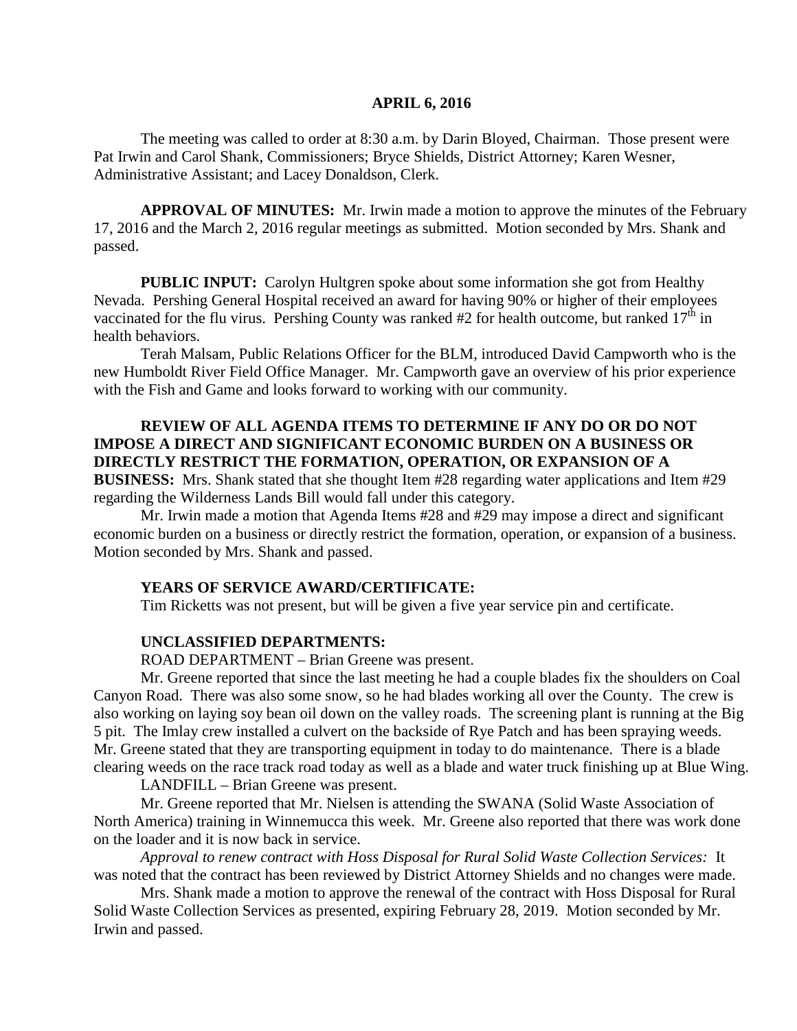**APRIL 6, 2016**

The meeting was called to order at 8:30 a.m. by Darin Bloyed, Chairman. Those present were Pat Irwin and Carol Shank, Commissioners; Bryce Shields, District Attorney; Karen Wesner, Administrative Assistant; and Lacey Donaldson, Clerk.

**APPROVAL OF MINUTES:** Mr. Irwin made a motion to approve the minutes of the February 17, 2016 and the March 2, 2016 regular meetings as submitted. Motion seconded by Mrs. Shank and passed.

**PUBLIC INPUT:** Carolyn Hultgren spoke about some information she got from Healthy Nevada. Pershing General Hospital received an award for having 90% or higher of their employees vaccinated for the flu virus. Pershing County was ranked #2 for health outcome, but ranked 17th in health behaviors.

Terah Malsam, Public Relations Officer for the BLM, introduced David Campworth who is the new Humboldt River Field Office Manager. Mr. Campworth gave an overview of his prior experience with the Fish and Game and looks forward to working with our community.

**REVIEW OF ALL AGENDA ITEMS TO DETERMINE IF ANY DO OR DO NOT IMPOSE A DIRECT AND SIGNIFICANT ECONOMIC BURDEN ON A BUSINESS OR DIRECTLY RESTRICT THE FORMATION, OPERATION, OR EXPANSION OF A BUSINESS:** Mrs. Shank stated that she thought Item #28 regarding water applications and Item #29 regarding the Wilderness Lands Bill would fall under this category.

Mr. Irwin made a motion that Agenda Items #28 and #29 may impose a direct and significant economic burden on a business or directly restrict the formation, operation, or expansion of a business. Motion seconded by Mrs. Shank and passed.

**YEARS OF SERVICE AWARD/CERTIFICATE:**

Tim Ricketts was not present, but will be given a five year service pin and certificate.

**UNCLASSIFIED DEPARTMENTS:**

ROAD DEPARTMENT – Brian Greene was present.

Mr. Greene reported that since the last meeting he had a couple blades fix the shoulders on Coal Canyon Road. There was also some snow, so he had blades working all over the County. The crew is also working on laying soy bean oil down on the valley roads. The screening plant is running at the Big 5 pit. The Imlay crew installed a culvert on the backside of Rye Patch and has been spraying weeds. Mr. Greene stated that they are transporting equipment in today to do maintenance. There is a blade clearing weeds on the race track road today as well as a blade and water truck finishing up at Blue Wing.

LANDFILL – Brian Greene was present.

Mr. Greene reported that Mr. Nielsen is attending the SWANA (Solid Waste Association of North America) training in Winnemucca this week. Mr. Greene also reported that there was work done on the loader and it is now back in service.

*Approval to renew contract with Hoss Disposal for Rural Solid Waste Collection Services:* It was noted that the contract has been reviewed by District Attorney Shields and no changes were made.

Mrs. Shank made a motion to approve the renewal of the contract with Hoss Disposal for Rural Solid Waste Collection Services as presented, expiring February 28, 2019. Motion seconded by Mr. Irwin and passed.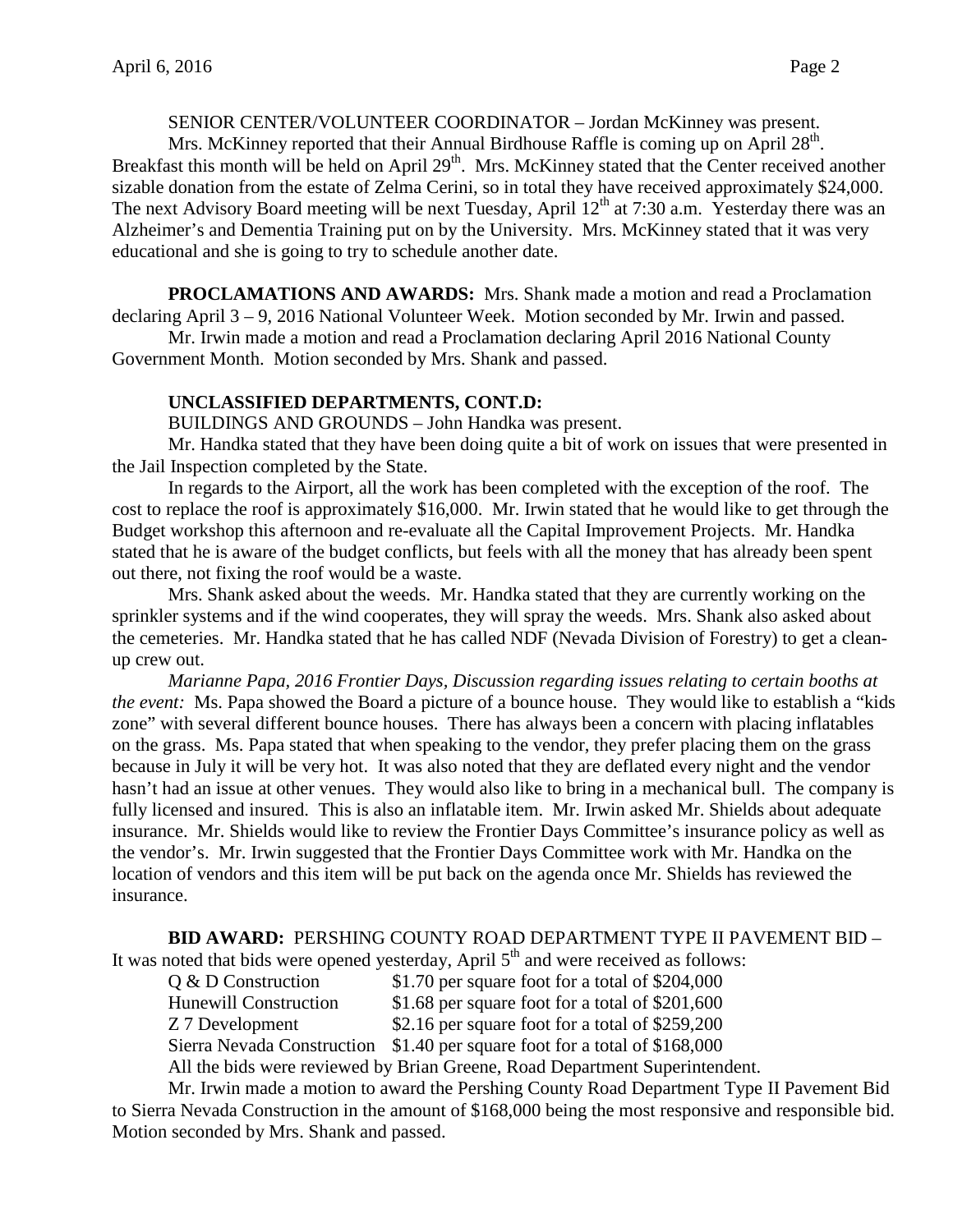SENIOR CENTER/VOLUNTEER COORDINATOR – Jordan McKinney was present.

Mrs. McKinney reported that their Annual Birdhouse Raffle is coming up on April 28th. Breakfast this month will be held on April 29th. Mrs. McKinney stated that the Center received another sizable donation from the estate of Zelma Cerini, so in total they have received approximately $24,000. The next Advisory Board meeting will be next Tuesday, April 12th at 7:30 a.m. Yesterday there was an Alzheimer's and Dementia Training put on by the University. Mrs. McKinney stated that it was very educational and she is going to try to schedule another date.

**PROCLAMATIONS AND AWARDS:** Mrs. Shank made a motion and read a Proclamation declaring April 3 – 9, 2016 National Volunteer Week. Motion seconded by Mr. Irwin and passed.

Mr. Irwin made a motion and read a Proclamation declaring April 2016 National County Government Month. Motion seconded by Mrs. Shank and passed.

**UNCLASSIFIED DEPARTMENTS, CONT.D:**

BUILDINGS AND GROUNDS – John Handka was present.

Mr. Handka stated that they have been doing quite a bit of work on issues that were presented in the Jail Inspection completed by the State.

In regards to the Airport, all the work has been completed with the exception of the roof. The cost to replace the roof is approximately $16,000. Mr. Irwin stated that he would like to get through the Budget workshop this afternoon and re-evaluate all the Capital Improvement Projects. Mr. Handka stated that he is aware of the budget conflicts, but feels with all the money that has already been spent out there, not fixing the roof would be a waste.

Mrs. Shank asked about the weeds. Mr. Handka stated that they are currently working on the sprinkler systems and if the wind cooperates, they will spray the weeds. Mrs. Shank also asked about the cemeteries. Mr. Handka stated that he has called NDF (Nevada Division of Forestry) to get a clean-up crew out.

*Marianne Papa, 2016 Frontier Days, Discussion regarding issues relating to certain booths at the event:* Ms. Papa showed the Board a picture of a bounce house. They would like to establish a "kids zone" with several different bounce houses. There has always been a concern with placing inflatables on the grass. Ms. Papa stated that when speaking to the vendor, they prefer placing them on the grass because in July it will be very hot. It was also noted that they are deflated every night and the vendor hasn't had an issue at other venues. They would also like to bring in a mechanical bull. The company is fully licensed and insured. This is also an inflatable item. Mr. Irwin asked Mr. Shields about adequate insurance. Mr. Shields would like to review the Frontier Days Committee's insurance policy as well as the vendor's. Mr. Irwin suggested that the Frontier Days Committee work with Mr. Handka on the location of vendors and this item will be put back on the agenda once Mr. Shields has reviewed the insurance.

**BID AWARD:** PERSHING COUNTY ROAD DEPARTMENT TYPE II PAVEMENT BID – It was noted that bids were opened yesterday, April 5th and were received as follows:

| | |
|---|---|
| Q & D Construction | $1.70 per square foot for a total of $204,000 |
| Hunewill Construction | $1.68 per square foot for a total of $201,600 |
| Z 7 Development | $2.16 per square foot for a total of $259,200 |
| Sierra Nevada Construction | $1.40 per square foot for a total of $168,000 |

All the bids were reviewed by Brian Greene, Road Department Superintendent.

Mr. Irwin made a motion to award the Pershing County Road Department Type II Pavement Bid to Sierra Nevada Construction in the amount of $168,000 being the most responsive and responsible bid. Motion seconded by Mrs. Shank and passed.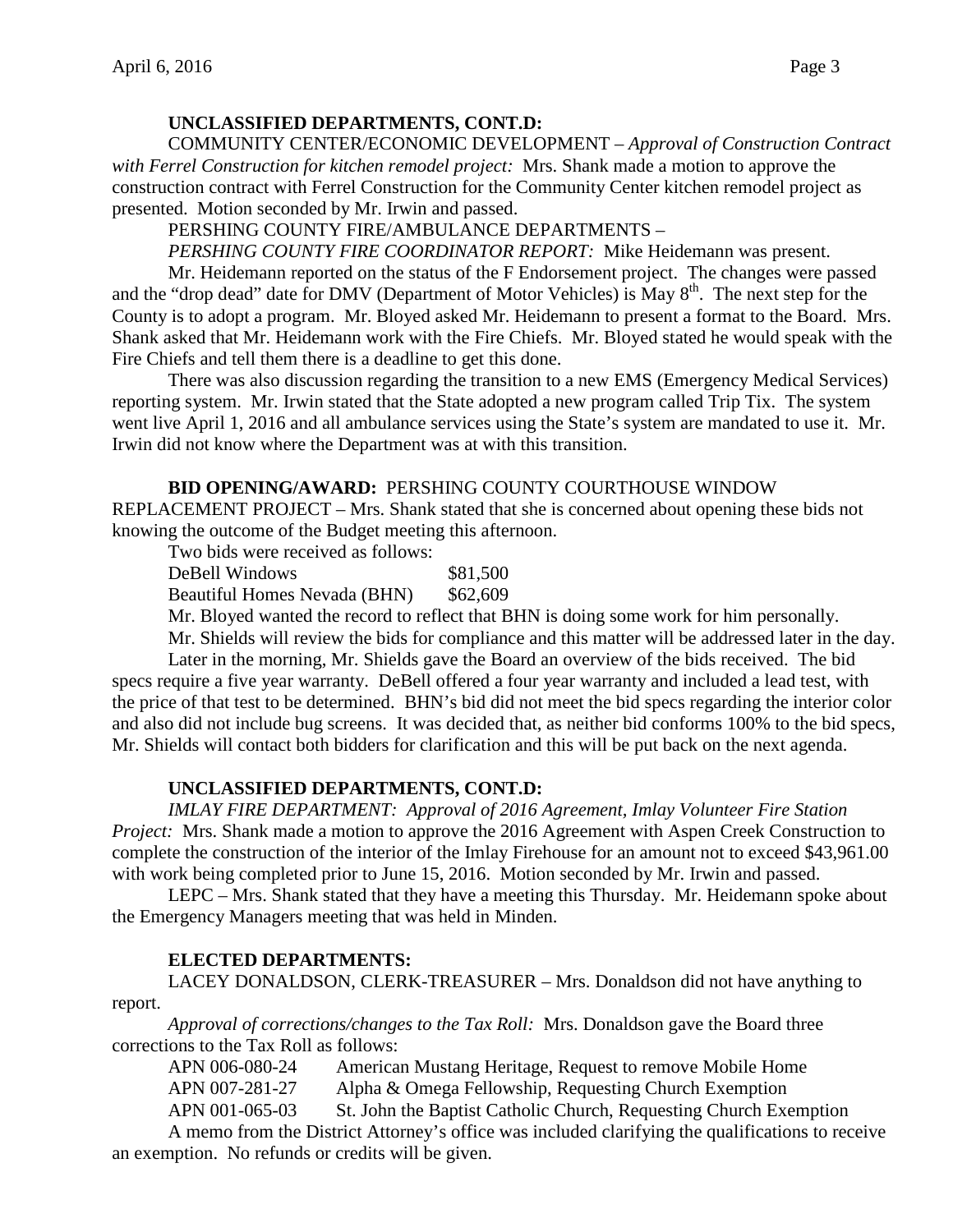**UNCLASSIFIED DEPARTMENTS, CONT.D:**

COMMUNITY CENTER/ECONOMIC DEVELOPMENT – *Approval of Construction Contract with Ferrel Construction for kitchen remodel project:* Mrs. Shank made a motion to approve the construction contract with Ferrel Construction for the Community Center kitchen remodel project as presented. Motion seconded by Mr. Irwin and passed.

PERSHING COUNTY FIRE/AMBULANCE DEPARTMENTS –

*PERSHING COUNTY FIRE COORDINATOR REPORT:* Mike Heidemann was present.

Mr. Heidemann reported on the status of the F Endorsement project. The changes were passed and the "drop dead" date for DMV (Department of Motor Vehicles) is May 8th. The next step for the County is to adopt a program. Mr. Bloyed asked Mr. Heidemann to present a format to the Board. Mrs. Shank asked that Mr. Heidemann work with the Fire Chiefs. Mr. Bloyed stated he would speak with the Fire Chiefs and tell them there is a deadline to get this done.

There was also discussion regarding the transition to a new EMS (Emergency Medical Services) reporting system. Mr. Irwin stated that the State adopted a new program called Trip Tix. The system went live April 1, 2016 and all ambulance services using the State's system are mandated to use it. Mr. Irwin did not know where the Department was at with this transition.

**BID OPENING/AWARD:** PERSHING COUNTY COURTHOUSE WINDOW REPLACEMENT PROJECT – Mrs. Shank stated that she is concerned about opening these bids not knowing the outcome of the Budget meeting this afternoon.

Two bids were received as follows:

| | |
|---|---|
| DeBell Windows | $81,500 |
| Beautiful Homes Nevada (BHN) | $62,609 |

Mr. Bloyed wanted the record to reflect that BHN is doing some work for him personally.

Mr. Shields will review the bids for compliance and this matter will be addressed later in the day.

Later in the morning, Mr. Shields gave the Board an overview of the bids received. The bid specs require a five year warranty. DeBell offered a four year warranty and included a lead test, with the price of that test to be determined. BHN's bid did not meet the bid specs regarding the interior color and also did not include bug screens. It was decided that, as neither bid conforms 100% to the bid specs, Mr. Shields will contact both bidders for clarification and this will be put back on the next agenda.

**UNCLASSIFIED DEPARTMENTS, CONT.D:**

*IMLAY FIRE DEPARTMENT: Approval of 2016 Agreement, Imlay Volunteer Fire Station Project:* Mrs. Shank made a motion to approve the 2016 Agreement with Aspen Creek Construction to complete the construction of the interior of the Imlay Firehouse for an amount not to exceed $43,961.00 with work being completed prior to June 15, 2016. Motion seconded by Mr. Irwin and passed.

LEPC – Mrs. Shank stated that they have a meeting this Thursday. Mr. Heidemann spoke about the Emergency Managers meeting that was held in Minden.

**ELECTED DEPARTMENTS:**

LACEY DONALDSON, CLERK-TREASURER – Mrs. Donaldson did not have anything to report.

*Approval of corrections/changes to the Tax Roll:* Mrs. Donaldson gave the Board three corrections to the Tax Roll as follows:

| | |
|---|---|
| APN 006-080-24 | American Mustang Heritage, Request to remove Mobile Home |
| APN 007-281-27 | Alpha & Omega Fellowship, Requesting Church Exemption |
| APN 001-065-03 | St. John the Baptist Catholic Church, Requesting Church Exemption |

A memo from the District Attorney's office was included clarifying the qualifications to receive an exemption. No refunds or credits will be given.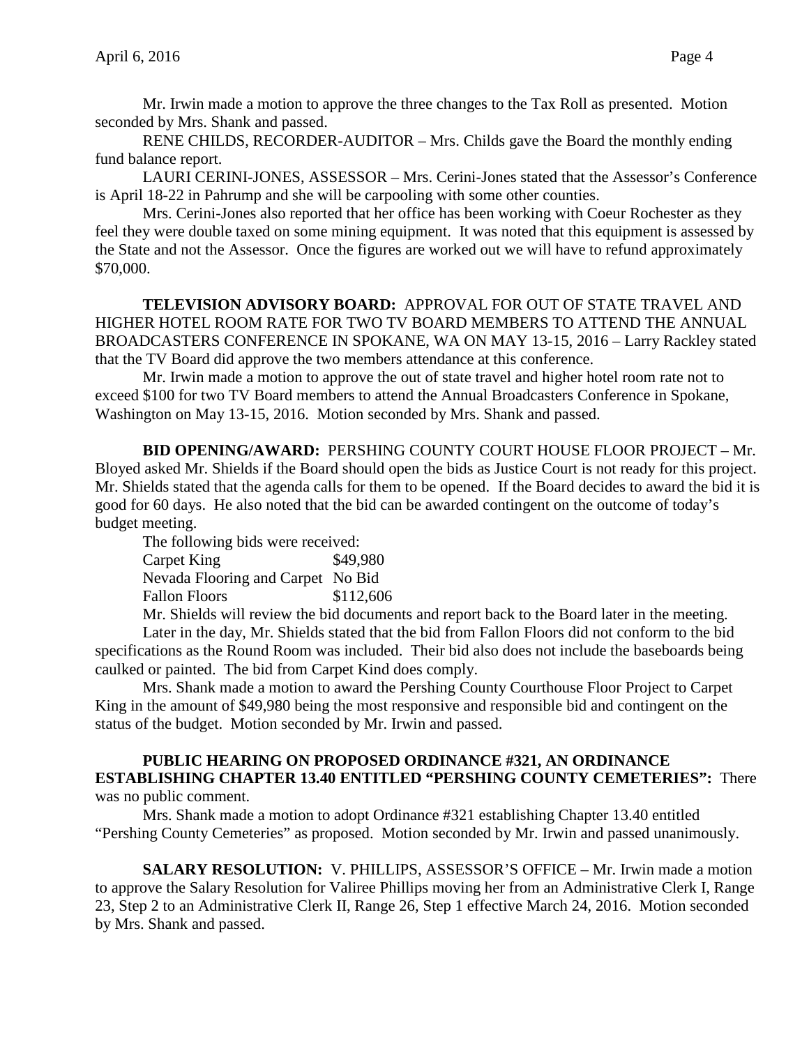Mr. Irwin made a motion to approve the three changes to the Tax Roll as presented. Motion seconded by Mrs. Shank and passed.

RENE CHILDS, RECORDER-AUDITOR – Mrs. Childs gave the Board the monthly ending fund balance report.

LAURI CERINI-JONES, ASSESSOR – Mrs. Cerini-Jones stated that the Assessor's Conference is April 18-22 in Pahrump and she will be carpooling with some other counties.

Mrs. Cerini-Jones also reported that her office has been working with Coeur Rochester as they feel they were double taxed on some mining equipment. It was noted that this equipment is assessed by the State and not the Assessor. Once the figures are worked out we will have to refund approximately $70,000.

**TELEVISION ADVISORY BOARD:** APPROVAL FOR OUT OF STATE TRAVEL AND HIGHER HOTEL ROOM RATE FOR TWO TV BOARD MEMBERS TO ATTEND THE ANNUAL BROADCASTERS CONFERENCE IN SPOKANE, WA ON MAY 13-15, 2016 – Larry Rackley stated that the TV Board did approve the two members attendance at this conference.

Mr. Irwin made a motion to approve the out of state travel and higher hotel room rate not to exceed $100 for two TV Board members to attend the Annual Broadcasters Conference in Spokane, Washington on May 13-15, 2016. Motion seconded by Mrs. Shank and passed.

**BID OPENING/AWARD:** PERSHING COUNTY COURT HOUSE FLOOR PROJECT – Mr. Bloyed asked Mr. Shields if the Board should open the bids as Justice Court is not ready for this project. Mr. Shields stated that the agenda calls for them to be opened. If the Board decides to award the bid it is good for 60 days. He also noted that the bid can be awarded contingent on the outcome of today's budget meeting.

The following bids were received:

| | |
|---|---|
| Carpet King | $49,980 |
| Nevada Flooring and Carpet | No Bid |
| Fallon Floors | $112,606 |

Mr. Shields will review the bid documents and report back to the Board later in the meeting.

Later in the day, Mr. Shields stated that the bid from Fallon Floors did not conform to the bid specifications as the Round Room was included. Their bid also does not include the baseboards being caulked or painted. The bid from Carpet Kind does comply.

Mrs. Shank made a motion to award the Pershing County Courthouse Floor Project to Carpet King in the amount of $49,980 being the most responsive and responsible bid and contingent on the status of the budget. Motion seconded by Mr. Irwin and passed.

**PUBLIC HEARING ON PROPOSED ORDINANCE #321, AN ORDINANCE ESTABLISHING CHAPTER 13.40 ENTITLED "PERSHING COUNTY CEMETERIES":** There was no public comment.

Mrs. Shank made a motion to adopt Ordinance #321 establishing Chapter 13.40 entitled "Pershing County Cemeteries" as proposed. Motion seconded by Mr. Irwin and passed unanimously.

**SALARY RESOLUTION:** V. PHILLIPS, ASSESSOR'S OFFICE – Mr. Irwin made a motion to approve the Salary Resolution for Valiree Phillips moving her from an Administrative Clerk I, Range 23, Step 2 to an Administrative Clerk II, Range 26, Step 1 effective March 24, 2016. Motion seconded by Mrs. Shank and passed.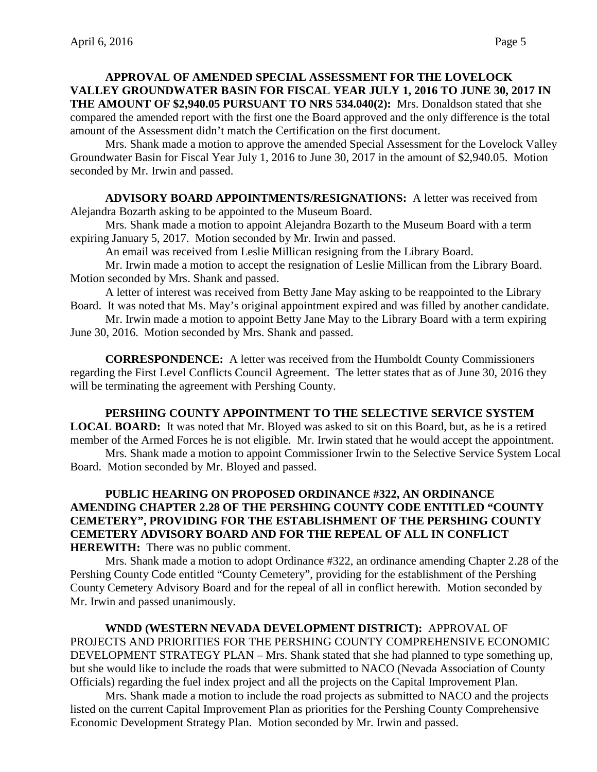**APPROVAL OF AMENDED SPECIAL ASSESSMENT FOR THE LOVELOCK VALLEY GROUNDWATER BASIN FOR FISCAL YEAR JULY 1, 2016 TO JUNE 30, 2017 IN THE AMOUNT OF $2,940.05 PURSUANT TO NRS 534.040(2):** Mrs. Donaldson stated that she compared the amended report with the first one the Board approved and the only difference is the total amount of the Assessment didn't match the Certification on the first document.

Mrs. Shank made a motion to approve the amended Special Assessment for the Lovelock Valley Groundwater Basin for Fiscal Year July 1, 2016 to June 30, 2017 in the amount of $2,940.05. Motion seconded by Mr. Irwin and passed.

**ADVISORY BOARD APPOINTMENTS/RESIGNATIONS:** A letter was received from Alejandra Bozarth asking to be appointed to the Museum Board.

Mrs. Shank made a motion to appoint Alejandra Bozarth to the Museum Board with a term expiring January 5, 2017. Motion seconded by Mr. Irwin and passed.

An email was received from Leslie Millican resigning from the Library Board.

Mr. Irwin made a motion to accept the resignation of Leslie Millican from the Library Board. Motion seconded by Mrs. Shank and passed.

A letter of interest was received from Betty Jane May asking to be reappointed to the Library Board. It was noted that Ms. May's original appointment expired and was filled by another candidate.

Mr. Irwin made a motion to appoint Betty Jane May to the Library Board with a term expiring June 30, 2016. Motion seconded by Mrs. Shank and passed.

**CORRESPONDENCE:** A letter was received from the Humboldt County Commissioners regarding the First Level Conflicts Council Agreement. The letter states that as of June 30, 2016 they will be terminating the agreement with Pershing County.

**PERSHING COUNTY APPOINTMENT TO THE SELECTIVE SERVICE SYSTEM LOCAL BOARD:** It was noted that Mr. Bloyed was asked to sit on this Board, but, as he is a retired member of the Armed Forces he is not eligible. Mr. Irwin stated that he would accept the appointment.

Mrs. Shank made a motion to appoint Commissioner Irwin to the Selective Service System Local Board. Motion seconded by Mr. Bloyed and passed.

**PUBLIC HEARING ON PROPOSED ORDINANCE #322, AN ORDINANCE AMENDING CHAPTER 2.28 OF THE PERSHING COUNTY CODE ENTITLED "COUNTY CEMETERY", PROVIDING FOR THE ESTABLISHMENT OF THE PERSHING COUNTY CEMETERY ADVISORY BOARD AND FOR THE REPEAL OF ALL IN CONFLICT HEREWITH:** There was no public comment.

Mrs. Shank made a motion to adopt Ordinance #322, an ordinance amending Chapter 2.28 of the Pershing County Code entitled "County Cemetery", providing for the establishment of the Pershing County Cemetery Advisory Board and for the repeal of all in conflict herewith. Motion seconded by Mr. Irwin and passed unanimously.

**WNDD (WESTERN NEVADA DEVELOPMENT DISTRICT):** APPROVAL OF PROJECTS AND PRIORITIES FOR THE PERSHING COUNTY COMPREHENSIVE ECONOMIC DEVELOPMENT STRATEGY PLAN – Mrs. Shank stated that she had planned to type something up, but she would like to include the roads that were submitted to NACO (Nevada Association of County Officials) regarding the fuel index project and all the projects on the Capital Improvement Plan.

Mrs. Shank made a motion to include the road projects as submitted to NACO and the projects listed on the current Capital Improvement Plan as priorities for the Pershing County Comprehensive Economic Development Strategy Plan. Motion seconded by Mr. Irwin and passed.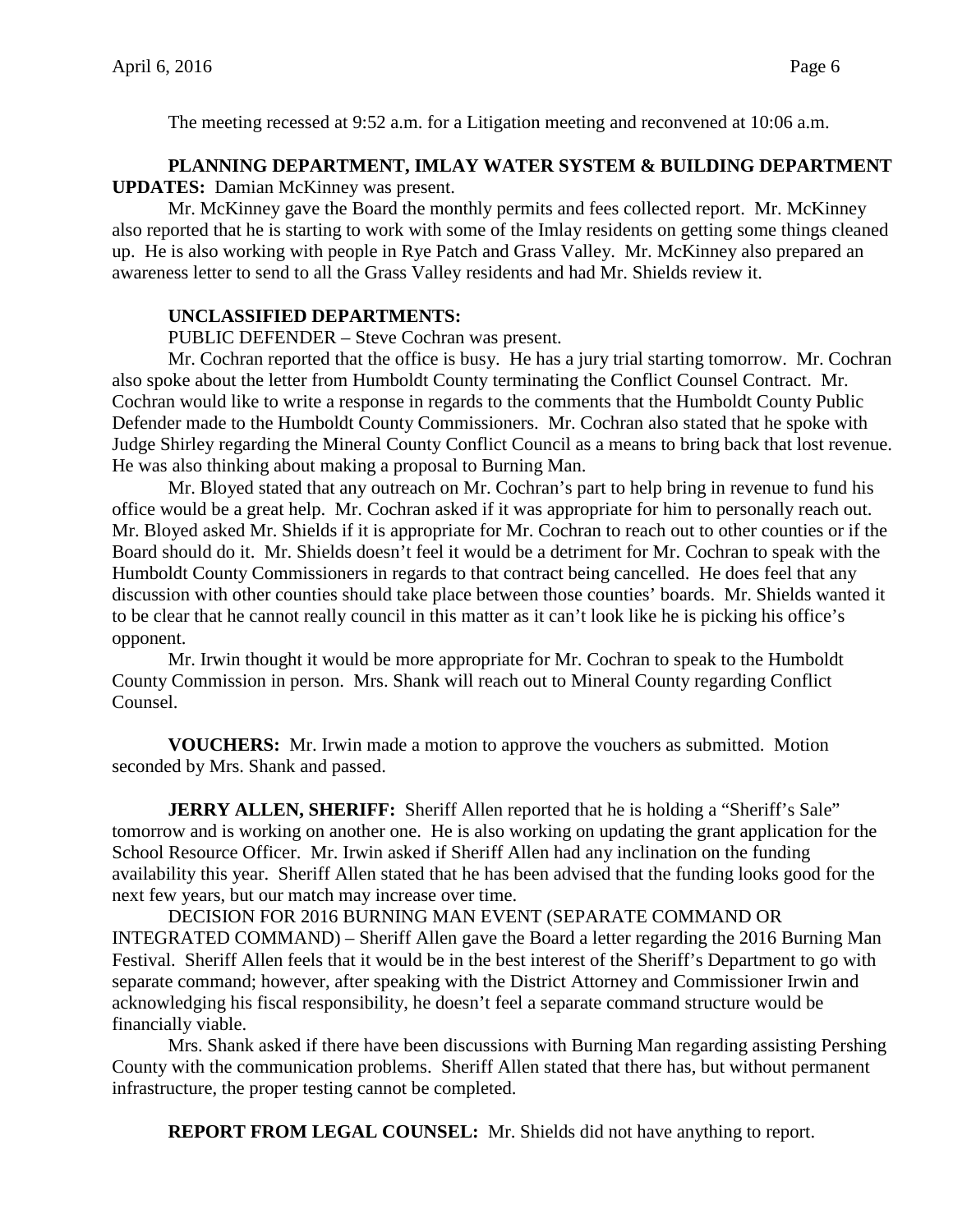The meeting recessed at 9:52 a.m. for a Litigation meeting and reconvened at 10:06 a.m.

**PLANNING DEPARTMENT, IMLAY WATER SYSTEM & BUILDING DEPARTMENT UPDATES:** Damian McKinney was present.

Mr. McKinney gave the Board the monthly permits and fees collected report. Mr. McKinney also reported that he is starting to work with some of the Imlay residents on getting some things cleaned up. He is also working with people in Rye Patch and Grass Valley. Mr. McKinney also prepared an awareness letter to send to all the Grass Valley residents and had Mr. Shields review it.

**UNCLASSIFIED DEPARTMENTS:**

PUBLIC DEFENDER – Steve Cochran was present.

Mr. Cochran reported that the office is busy. He has a jury trial starting tomorrow. Mr. Cochran also spoke about the letter from Humboldt County terminating the Conflict Counsel Contract. Mr. Cochran would like to write a response in regards to the comments that the Humboldt County Public Defender made to the Humboldt County Commissioners. Mr. Cochran also stated that he spoke with Judge Shirley regarding the Mineral County Conflict Council as a means to bring back that lost revenue. He was also thinking about making a proposal to Burning Man.

Mr. Bloyed stated that any outreach on Mr. Cochran's part to help bring in revenue to fund his office would be a great help. Mr. Cochran asked if it was appropriate for him to personally reach out. Mr. Bloyed asked Mr. Shields if it is appropriate for Mr. Cochran to reach out to other counties or if the Board should do it. Mr. Shields doesn't feel it would be a detriment for Mr. Cochran to speak with the Humboldt County Commissioners in regards to that contract being cancelled. He does feel that any discussion with other counties should take place between those counties' boards. Mr. Shields wanted it to be clear that he cannot really council in this matter as it can't look like he is picking his office's opponent.

Mr. Irwin thought it would be more appropriate for Mr. Cochran to speak to the Humboldt County Commission in person. Mrs. Shank will reach out to Mineral County regarding Conflict Counsel.

**VOUCHERS:** Mr. Irwin made a motion to approve the vouchers as submitted. Motion seconded by Mrs. Shank and passed.

**JERRY ALLEN, SHERIFF:** Sheriff Allen reported that he is holding a "Sheriff's Sale" tomorrow and is working on another one. He is also working on updating the grant application for the School Resource Officer. Mr. Irwin asked if Sheriff Allen had any inclination on the funding availability this year. Sheriff Allen stated that he has been advised that the funding looks good for the next few years, but our match may increase over time.

DECISION FOR 2016 BURNING MAN EVENT (SEPARATE COMMAND OR INTEGRATED COMMAND) – Sheriff Allen gave the Board a letter regarding the 2016 Burning Man Festival. Sheriff Allen feels that it would be in the best interest of the Sheriff's Department to go with separate command; however, after speaking with the District Attorney and Commissioner Irwin and acknowledging his fiscal responsibility, he doesn't feel a separate command structure would be financially viable.

Mrs. Shank asked if there have been discussions with Burning Man regarding assisting Pershing County with the communication problems. Sheriff Allen stated that there has, but without permanent infrastructure, the proper testing cannot be completed.

**REPORT FROM LEGAL COUNSEL:** Mr. Shields did not have anything to report.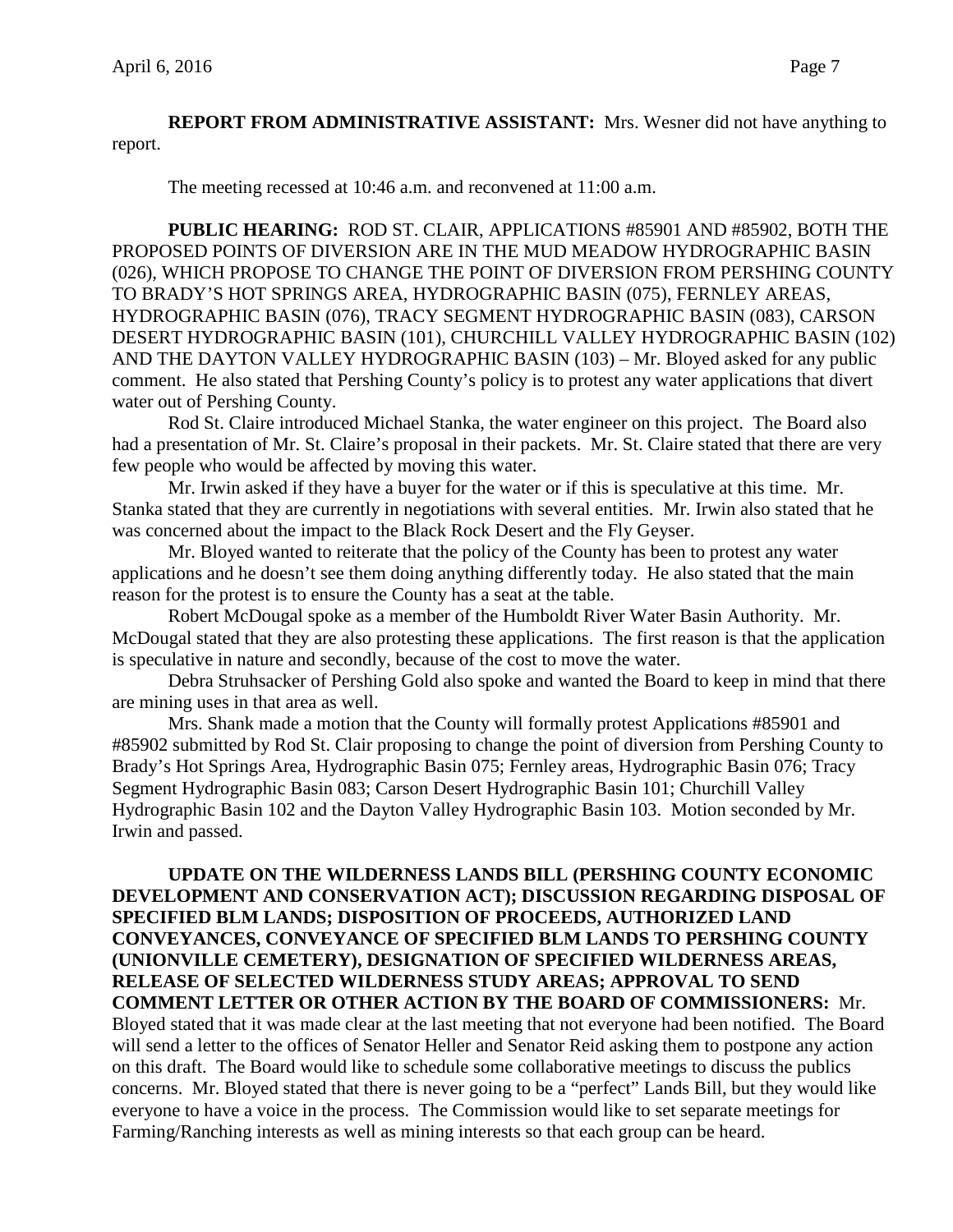**REPORT FROM ADMINISTRATIVE ASSISTANT:** Mrs. Wesner did not have anything to report.

The meeting recessed at 10:46 a.m. and reconvened at 11:00 a.m.

**PUBLIC HEARING:** ROD ST. CLAIR, APPLICATIONS #85901 AND #85902, BOTH THE PROPOSED POINTS OF DIVERSION ARE IN THE MUD MEADOW HYDROGRAPHIC BASIN (026), WHICH PROPOSE TO CHANGE THE POINT OF DIVERSION FROM PERSHING COUNTY TO BRADY'S HOT SPRINGS AREA, HYDROGRAPHIC BASIN (075), FERNLEY AREAS, HYDROGRAPHIC BASIN (076), TRACY SEGMENT HYDROGRAPHIC BASIN (083), CARSON DESERT HYDROGRAPHIC BASIN (101), CHURCHILL VALLEY HYDROGRAPHIC BASIN (102) AND THE DAYTON VALLEY HYDROGRAPHIC BASIN (103) – Mr. Bloyed asked for any public comment. He also stated that Pershing County's policy is to protest any water applications that divert water out of Pershing County.

Rod St. Claire introduced Michael Stanka, the water engineer on this project. The Board also had a presentation of Mr. St. Claire's proposal in their packets. Mr. St. Claire stated that there are very few people who would be affected by moving this water.

Mr. Irwin asked if they have a buyer for the water or if this is speculative at this time. Mr. Stanka stated that they are currently in negotiations with several entities. Mr. Irwin also stated that he was concerned about the impact to the Black Rock Desert and the Fly Geyser.

Mr. Bloyed wanted to reiterate that the policy of the County has been to protest any water applications and he doesn't see them doing anything differently today. He also stated that the main reason for the protest is to ensure the County has a seat at the table.

Robert McDougal spoke as a member of the Humboldt River Water Basin Authority. Mr. McDougal stated that they are also protesting these applications. The first reason is that the application is speculative in nature and secondly, because of the cost to move the water.

Debra Struhsacker of Pershing Gold also spoke and wanted the Board to keep in mind that there are mining uses in that area as well.

Mrs. Shank made a motion that the County will formally protest Applications #85901 and #85902 submitted by Rod St. Clair proposing to change the point of diversion from Pershing County to Brady's Hot Springs Area, Hydrographic Basin 075; Fernley areas, Hydrographic Basin 076; Tracy Segment Hydrographic Basin 083; Carson Desert Hydrographic Basin 101; Churchill Valley Hydrographic Basin 102 and the Dayton Valley Hydrographic Basin 103. Motion seconded by Mr. Irwin and passed.

**UPDATE ON THE WILDERNESS LANDS BILL (PERSHING COUNTY ECONOMIC DEVELOPMENT AND CONSERVATION ACT); DISCUSSION REGARDING DISPOSAL OF SPECIFIED BLM LANDS; DISPOSITION OF PROCEEDS, AUTHORIZED LAND CONVEYANCES, CONVEYANCE OF SPECIFIED BLM LANDS TO PERSHING COUNTY (UNIONVILLE CEMETERY), DESIGNATION OF SPECIFIED WILDERNESS AREAS, RELEASE OF SELECTED WILDERNESS STUDY AREAS; APPROVAL TO SEND COMMENT LETTER OR OTHER ACTION BY THE BOARD OF COMMISSIONERS:** Mr. Bloyed stated that it was made clear at the last meeting that not everyone had been notified. The Board will send a letter to the offices of Senator Heller and Senator Reid asking them to postpone any action on this draft. The Board would like to schedule some collaborative meetings to discuss the publics concerns. Mr. Bloyed stated that there is never going to be a "perfect" Lands Bill, but they would like everyone to have a voice in the process. The Commission would like to set separate meetings for Farming/Ranching interests as well as mining interests so that each group can be heard.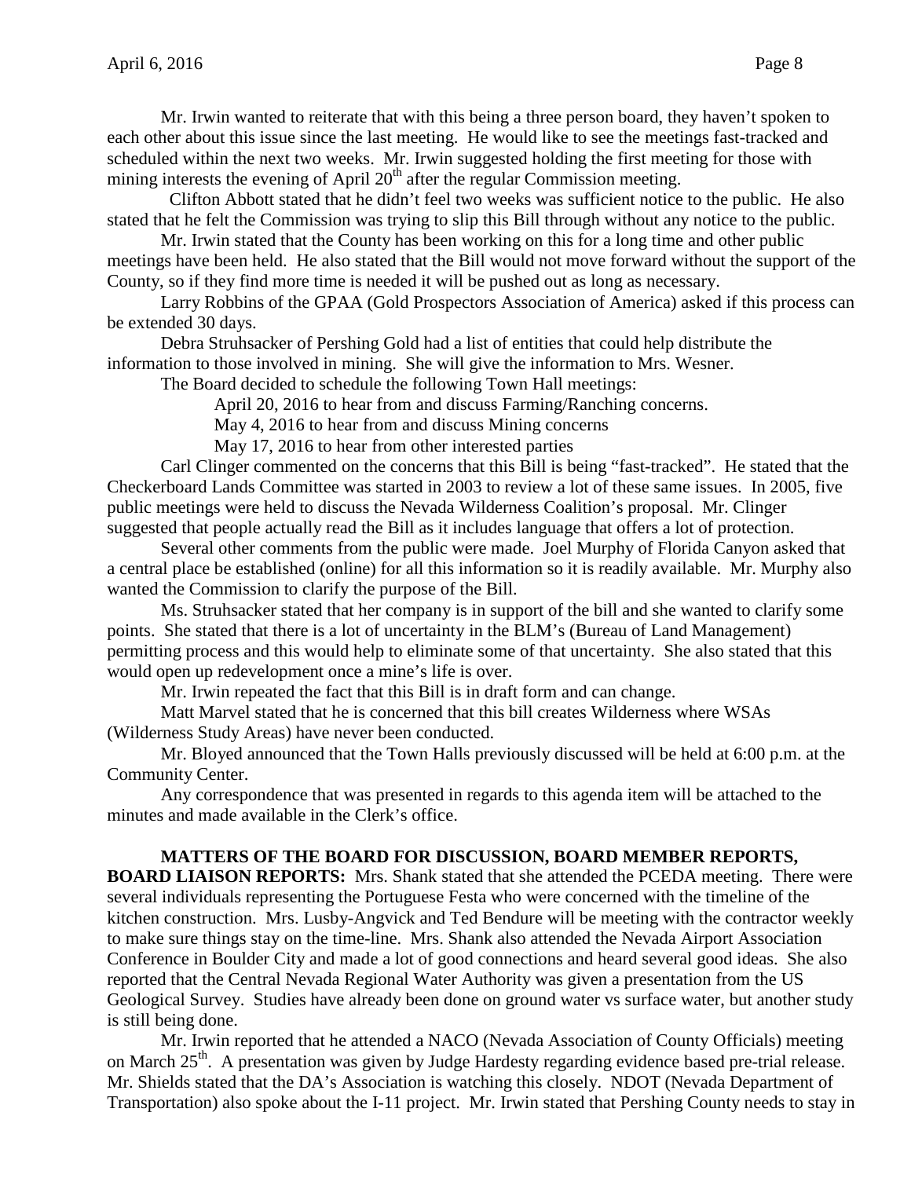Mr. Irwin wanted to reiterate that with this being a three person board, they haven't spoken to each other about this issue since the last meeting. He would like to see the meetings fast-tracked and scheduled within the next two weeks. Mr. Irwin suggested holding the first meeting for those with mining interests the evening of April 20th after the regular Commission meeting.

Clifton Abbott stated that he didn't feel two weeks was sufficient notice to the public. He also stated that he felt the Commission was trying to slip this Bill through without any notice to the public.

Mr. Irwin stated that the County has been working on this for a long time and other public meetings have been held. He also stated that the Bill would not move forward without the support of the County, so if they find more time is needed it will be pushed out as long as necessary.

Larry Robbins of the GPAA (Gold Prospectors Association of America) asked if this process can be extended 30 days.

Debra Struhsacker of Pershing Gold had a list of entities that could help distribute the information to those involved in mining. She will give the information to Mrs. Wesner.

The Board decided to schedule the following Town Hall meetings:

April 20, 2016 to hear from and discuss Farming/Ranching concerns.

May 4, 2016 to hear from and discuss Mining concerns

May 17, 2016 to hear from other interested parties

Carl Clinger commented on the concerns that this Bill is being "fast-tracked". He stated that the Checkerboard Lands Committee was started in 2003 to review a lot of these same issues. In 2005, five public meetings were held to discuss the Nevada Wilderness Coalition's proposal. Mr. Clinger suggested that people actually read the Bill as it includes language that offers a lot of protection.

Several other comments from the public were made. Joel Murphy of Florida Canyon asked that a central place be established (online) for all this information so it is readily available. Mr. Murphy also wanted the Commission to clarify the purpose of the Bill.

Ms. Struhsacker stated that her company is in support of the bill and she wanted to clarify some points. She stated that there is a lot of uncertainty in the BLM's (Bureau of Land Management) permitting process and this would help to eliminate some of that uncertainty. She also stated that this would open up redevelopment once a mine's life is over.

Mr. Irwin repeated the fact that this Bill is in draft form and can change.

Matt Marvel stated that he is concerned that this bill creates Wilderness where WSAs (Wilderness Study Areas) have never been conducted.

Mr. Bloyed announced that the Town Halls previously discussed will be held at 6:00 p.m. at the Community Center.

Any correspondence that was presented in regards to this agenda item will be attached to the minutes and made available in the Clerk's office.

**MATTERS OF THE BOARD FOR DISCUSSION, BOARD MEMBER REPORTS, BOARD LIAISON REPORTS:** Mrs. Shank stated that she attended the PCEDA meeting. There were several individuals representing the Portuguese Festa who were concerned with the timeline of the kitchen construction. Mrs. Lusby-Angvick and Ted Bendure will be meeting with the contractor weekly to make sure things stay on the time-line. Mrs. Shank also attended the Nevada Airport Association Conference in Boulder City and made a lot of good connections and heard several good ideas. She also reported that the Central Nevada Regional Water Authority was given a presentation from the US Geological Survey. Studies have already been done on ground water vs surface water, but another study is still being done.

Mr. Irwin reported that he attended a NACO (Nevada Association of County Officials) meeting on March 25th. A presentation was given by Judge Hardesty regarding evidence based pre-trial release. Mr. Shields stated that the DA's Association is watching this closely. NDOT (Nevada Department of Transportation) also spoke about the I-11 project. Mr. Irwin stated that Pershing County needs to stay in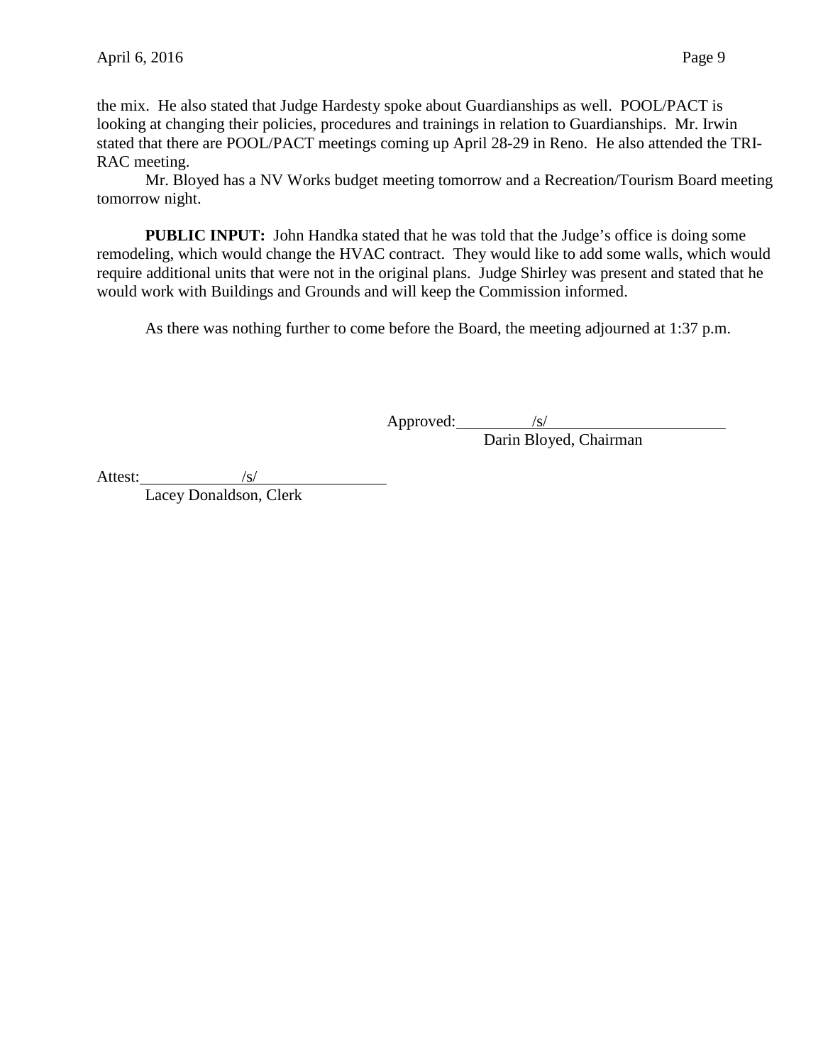the mix. He also stated that Judge Hardesty spoke about Guardianships as well. POOL/PACT is looking at changing their policies, procedures and trainings in relation to Guardianships. Mr. Irwin stated that there are POOL/PACT meetings coming up April 28-29 in Reno. He also attended the TRI-RAC meeting.

Mr. Bloyed has a NV Works budget meeting tomorrow and a Recreation/Tourism Board meeting tomorrow night.

**PUBLIC INPUT:** John Handka stated that he was told that the Judge's office is doing some remodeling, which would change the HVAC contract. They would like to add some walls, which would require additional units that were not in the original plans. Judge Shirley was present and stated that he would work with Buildings and Grounds and will keep the Commission informed.

As there was nothing further to come before the Board, the meeting adjourned at 1:37 p.m.

Approved: /s/
Darin Bloyed, Chairman

Attest: /s/
Lacey Donaldson, Clerk